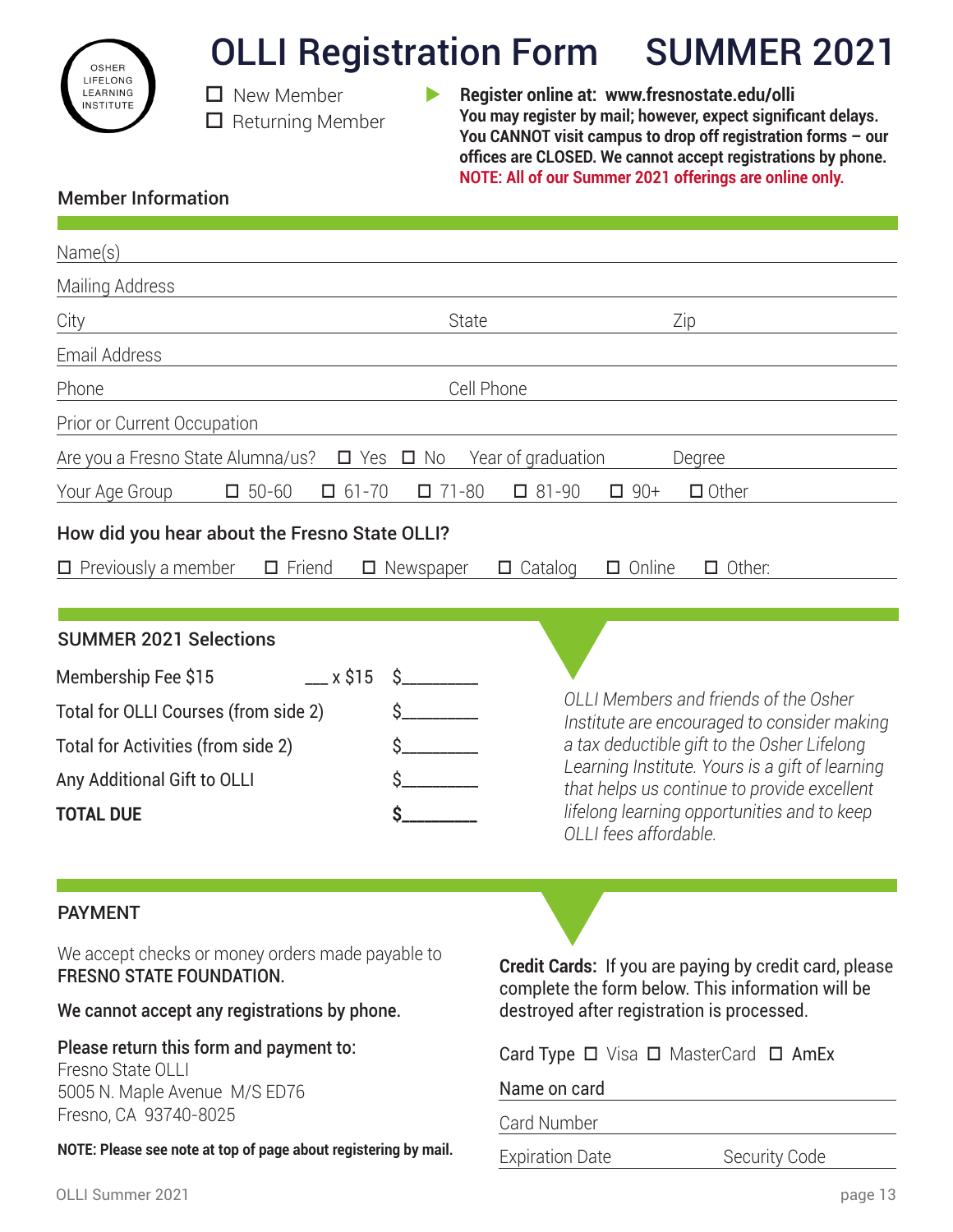OSHER LIFELONG LEARNING INSTITUTE

# OLLI Registration Form SUMMER 2021

☐ New Member
☐ Returning Member

**Register online at: www.fresnostate.edu/olli**
**You may register by mail; however, expect significant delays. You CANNOT visit campus to drop off registration forms – our offices are CLOSED. We cannot accept registrations by phone.**
**NOTE: All of our Summer 2021 offerings are online only.**

## Member Information

Name(s) ______________________________

Mailing Address ______________________________

City ______________ State ______________ Zip ______________

Email Address ______________________________

Phone ______________ Cell Phone ______________

Prior or Current Occupation ______________________________

Are you a Fresno State Alumna/us? ☐ Yes ☐ No Year of graduation ______ Degree ______

Your Age Group ☐ 50-60 ☐ 61-70 ☐ 71-80 ☐ 81-90 ☐ 90+ ☐ Other

### How did you hear about the Fresno State OLLI?

☐ Previously a member ☐ Friend ☐ Newspaper ☐ Catalog ☐ Online ☐ Other:

## SUMMER 2021 Selections

| | | |
|---|---|---|
| Membership Fee $15 | ___ x $15 | $________ |
| Total for OLLI Courses (from side 2) | | $________ |
| Total for Activities (from side 2) | | $________ |
| Any Additional Gift to OLLI | | $________ |
| **TOTAL DUE** | | **$________** |

*OLLI Members and friends of the Osher Institute are encouraged to consider making a tax deductible gift to the Osher Lifelong Learning Institute. Yours is a gift of learning that helps us continue to provide excellent lifelong learning opportunities and to keep OLLI fees affordable.*

## PAYMENT

We accept checks or money orders made payable to **FRESNO STATE FOUNDATION.**

**We cannot accept any registrations by phone.**

**Please return this form and payment to:**
Fresno State OLLI
5005 N. Maple Avenue M/S ED76
Fresno, CA 93740-8025

**NOTE: Please see note at top of page about registering by mail.**

**Credit Cards:** If you are paying by credit card, please complete the form below. This information will be destroyed after registration is processed.

Card Type ☐ Visa ☐ MasterCard ☐ AmEx

Name on card ______________________________

Card Number ______________________________

Expiration Date ______________ Security Code ______________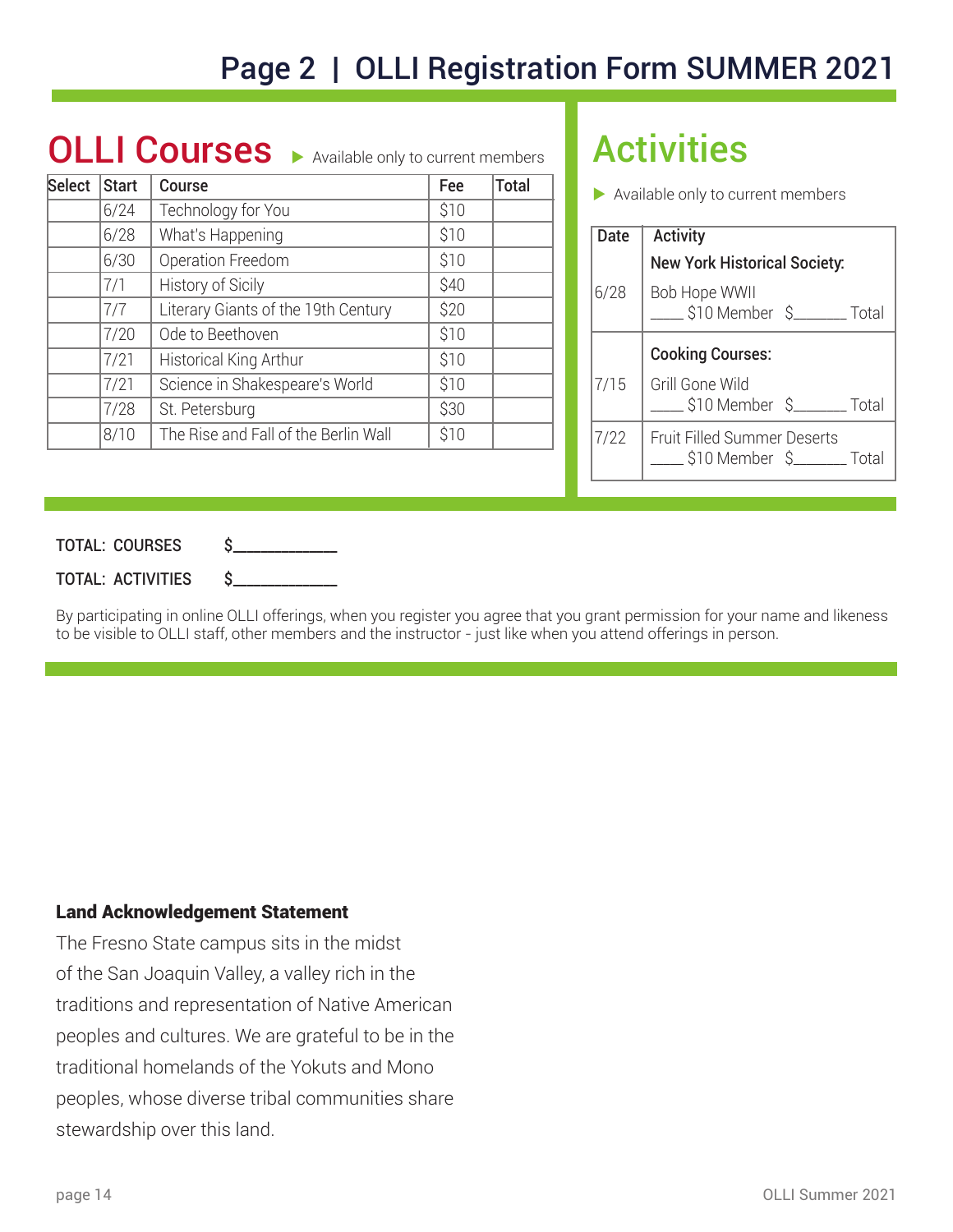# Page 2 | OLLI Registration Form SUMMER 2021

## OLLI Courses

▶ Available only to current members

| Select | Start | Course | Fee | Total |
|---|---|---|---|---|
| | 6/24 | Technology for You | $10 | |
| | 6/28 | What's Happening | $10 | |
| | 6/30 | Operation Freedom | $10 | |
| | 7/1 | History of Sicily | $40 | |
| | 7/7 | Literary Giants of the 19th Century | $20 | |
| | 7/20 | Ode to Beethoven | $10 | |
| | 7/21 | Historical King Arthur | $10 | |
| | 7/21 | Science in Shakespeare's World | $10 | |
| | 7/28 | St. Petersburg | $30 | |
| | 8/10 | The Rise and Fall of the Berlin Wall | $10 | |

## Activities

▶ Available only to current members

| Date | Activity |
|---|---|
| | **New York Historical Society:** |
| 6/28 | Bob Hope WWII<br>____ $10 Member $_______ Total |
| | **Cooking Courses:** |
| 7/15 | Grill Gone Wild<br>____ $10 Member $_______ Total |
| 7/22 | Fruit Filled Summer Deserts<br>____ $10 Member $_______ Total |

TOTAL: COURSES $____________

TOTAL: ACTIVITIES $____________

By participating in online OLLI offerings, when you register you agree that you grant permission for your name and likeness to be visible to OLLI staff, other members and the instructor - just like when you attend offerings in person.

**Land Acknowledgement Statement**

The Fresno State campus sits in the midst of the San Joaquin Valley, a valley rich in the traditions and representation of Native American peoples and cultures. We are grateful to be in the traditional homelands of the Yokuts and Mono peoples, whose diverse tribal communities share stewardship over this land.